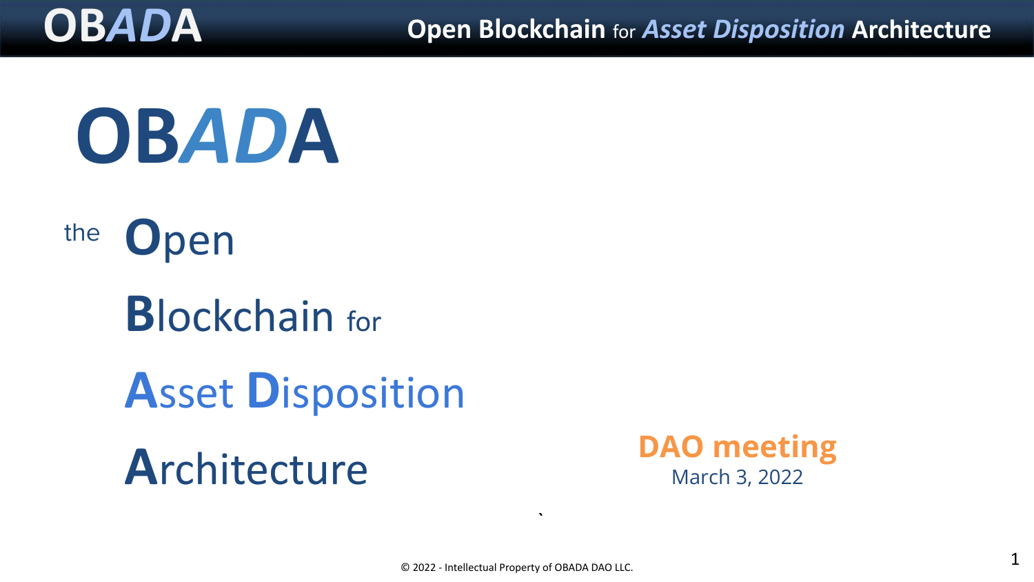# OBADA

the **O**pen

**B**lockchain for

***A**sset **D**isposition*

**A**rchitecture

**DAO meeting**

March 3, 2022

© 2022 - Intellectual Property of OBADA DAO LLC.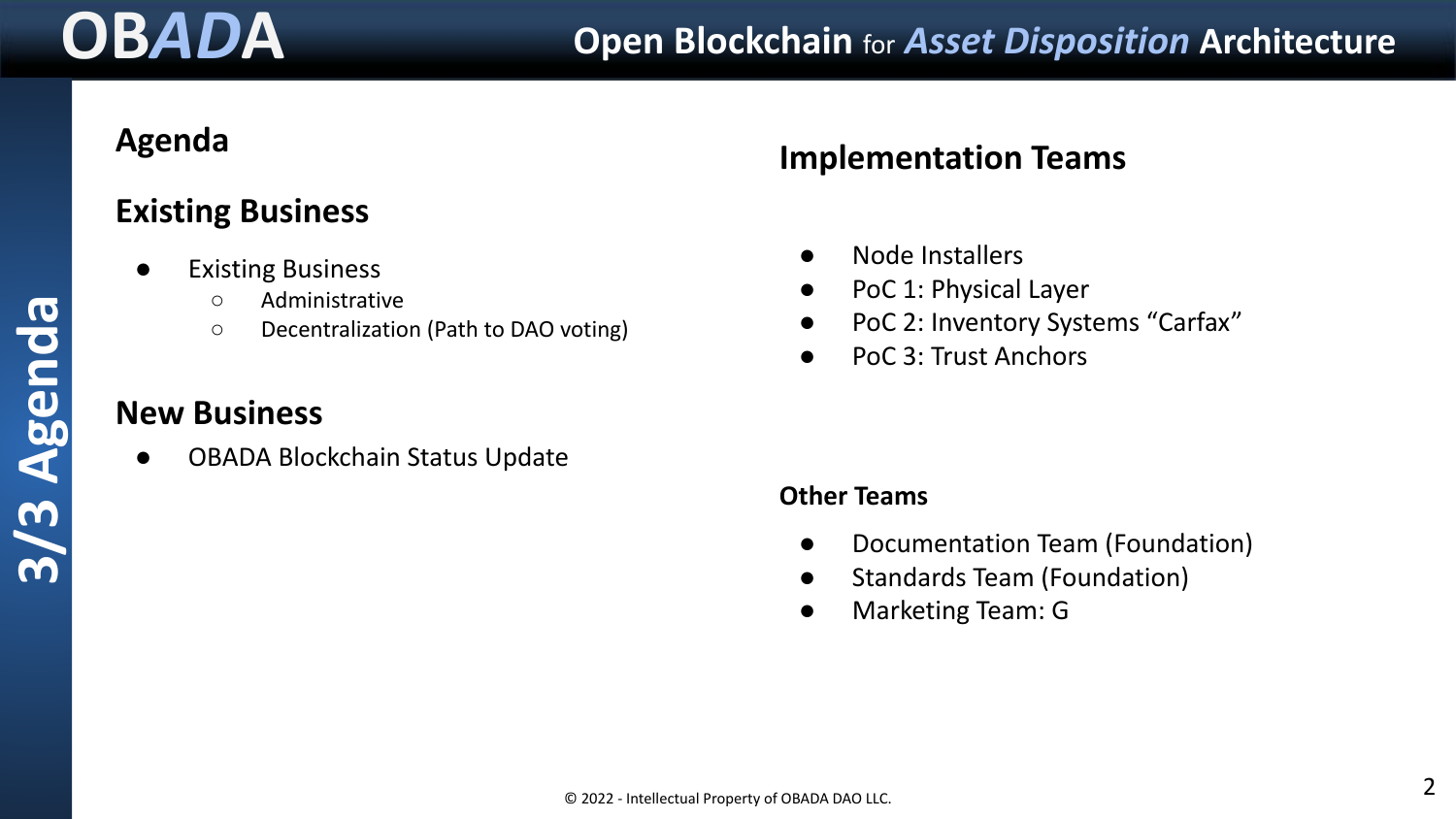# 3/3 Agenda

## Agenda

## Existing Business

- Existing Business
  - Administrative
  - Decentralization (Path to DAO voting)

## New Business

- OBADA Blockchain Status Update

## Implementation Teams

- Node Installers
- PoC 1: Physical Layer
- PoC 2: Inventory Systems “Carfax”
- PoC 3: Trust Anchors

### Other Teams

- Documentation Team (Foundation)
- Standards Team (Foundation)
- Marketing Team: G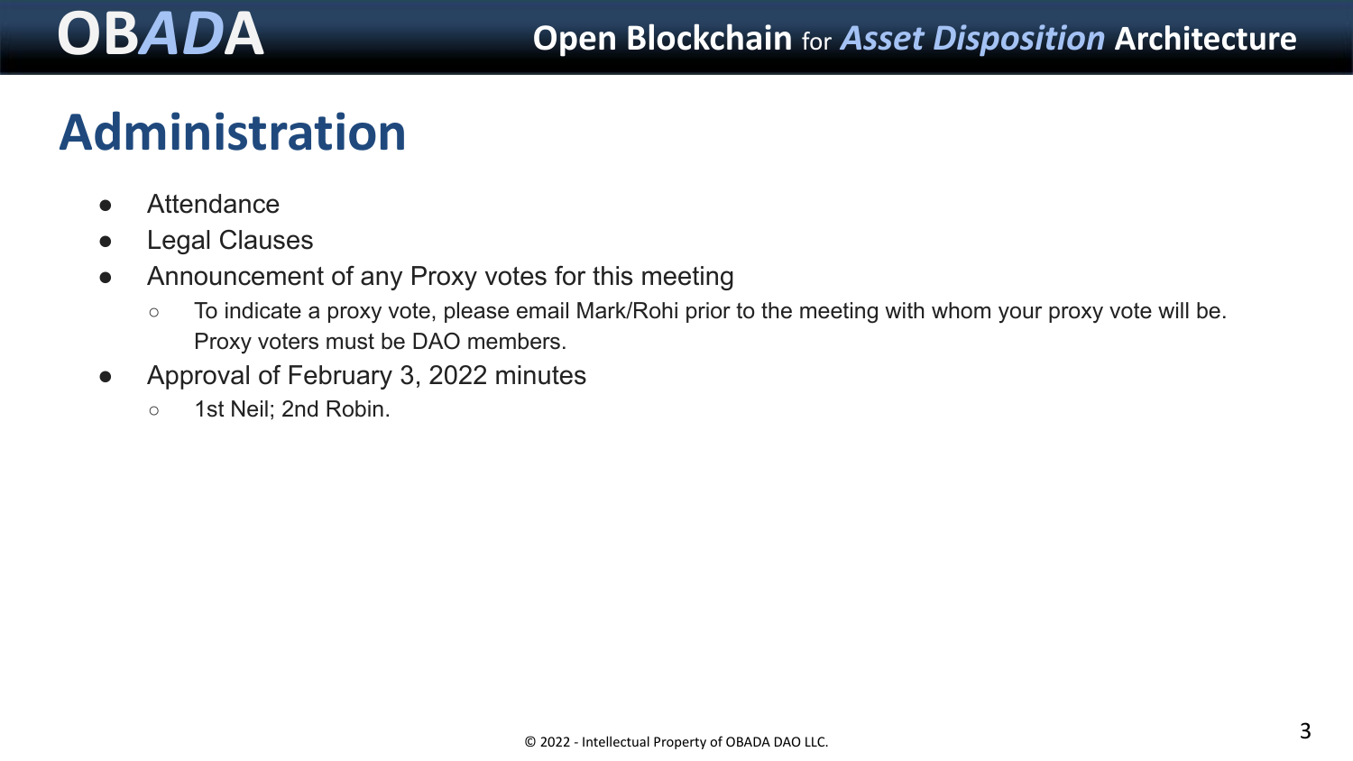# Administration

- Attendance
- Legal Clauses
- Announcement of any Proxy votes for this meeting
  - To indicate a proxy vote, please email Mark/Rohi prior to the meeting with whom your proxy vote will be. Proxy voters must be DAO members.
- Approval of February 3, 2022 minutes
  - 1st Neil; 2nd Robin.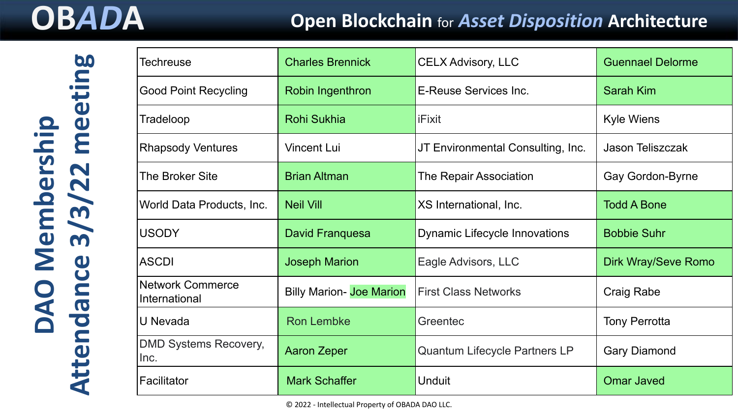# OBADA

## Open Blockchain for Asset Disposition Architecture

## DAO Membership Attendance 3/3/22 meeting

| Organization | Member | Organization | Member |
|---|---|---|---|
| Techreuse | Charles Brennick | CELX Advisory, LLC | Guennael Delorme |
| Good Point Recycling | Robin Ingenthron | E-Reuse Services Inc. | Sarah Kim |
| Tradeloop | Rohi Sukhia | iFixit | Kyle Wiens |
| Rhapsody Ventures | Vincent Lui | JT Environmental Consulting, Inc. | Jason Teliszczak |
| The Broker Site | Brian Altman | The Repair Association | Gay Gordon-Byrne |
| World Data Products, Inc. | Neil Vill | XS International, Inc. | Todd A Bone |
| USODY | David Franquesa | Dynamic Lifecycle Innovations | Bobbie Suhr |
| ASCDI | Joseph Marion | Eagle Advisors, LLC | Dirk Wray/Seve Romo |
| Network Commerce International | Billy Marion- Joe Marion | First Class Networks | Craig Rabe |
| U Nevada | Ron Lembke | Greentec | Tony Perrotta |
| DMD Systems Recovery, Inc. | Aaron Zeper | Quantum Lifecycle Partners LP | Gary Diamond |
| Facilitator | Mark Schaffer | Unduit | Omar Javed |

© 2022 - Intellectual Property of OBADA DAO LLC.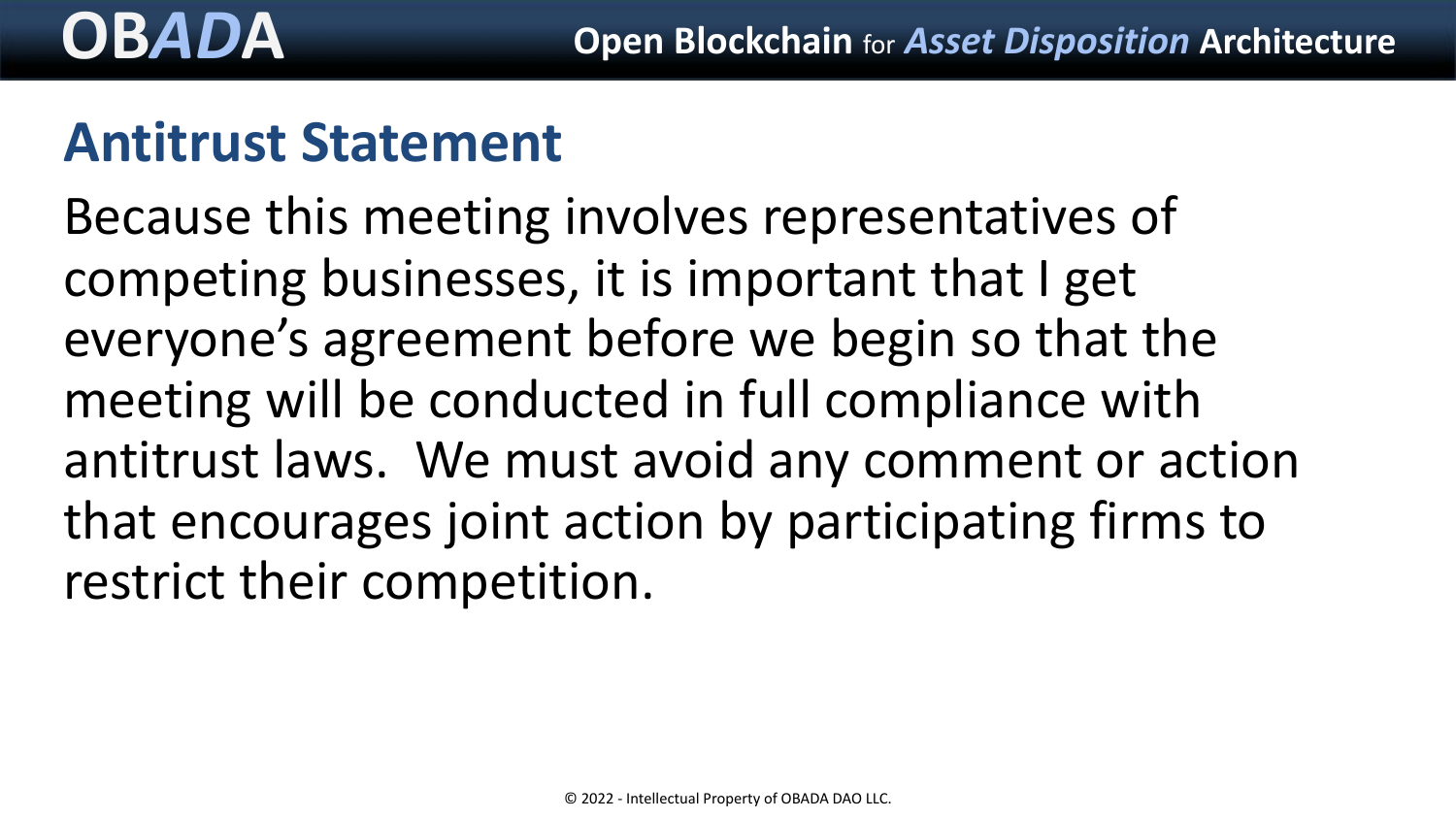## Antitrust Statement

Because this meeting involves representatives of competing businesses, it is important that I get everyone's agreement before we begin so that the meeting will be conducted in full compliance with antitrust laws. We must avoid any comment or action that encourages joint action by participating firms to restrict their competition.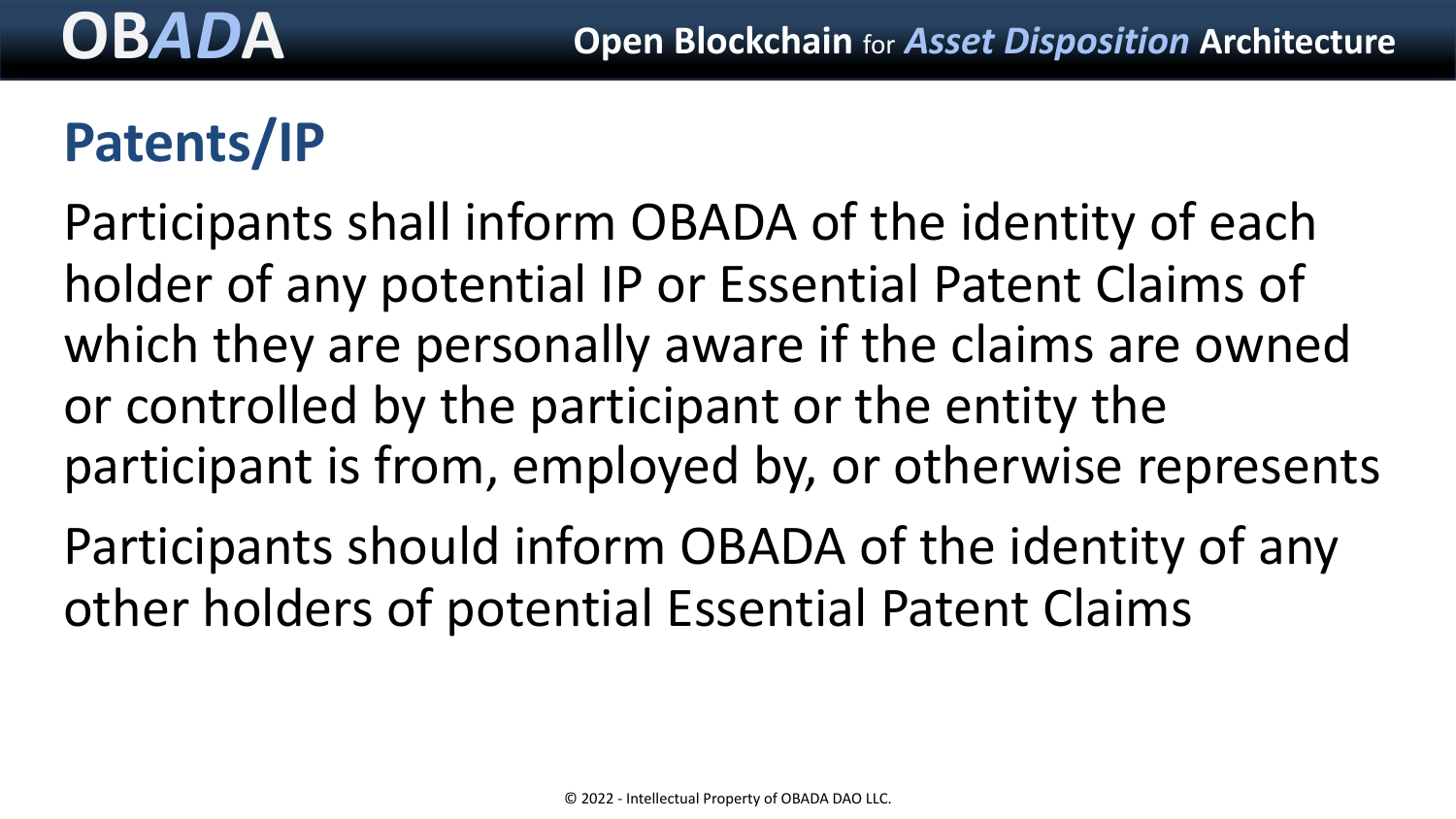## Patents/IP

Participants shall inform OBADA of the identity of each holder of any potential IP or Essential Patent Claims of which they are personally aware if the claims are owned or controlled by the participant or the entity the participant is from, employed by, or otherwise represents

Participants should inform OBADA of the identity of any other holders of potential Essential Patent Claims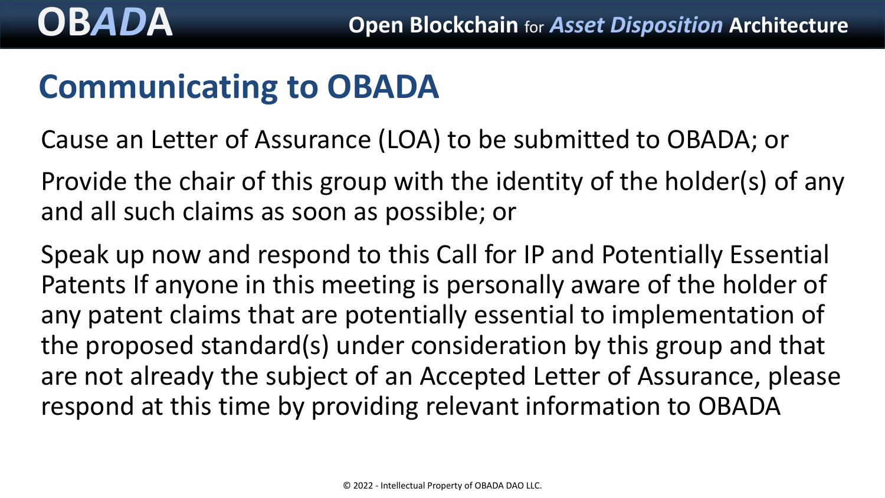# Communicating to OBADA

Cause an Letter of Assurance (LOA) to be submitted to OBADA; or

Provide the chair of this group with the identity of the holder(s) of any and all such claims as soon as possible; or

Speak up now and respond to this Call for IP and Potentially Essential Patents If anyone in this meeting is personally aware of the holder of any patent claims that are potentially essential to implementation of the proposed standard(s) under consideration by this group and that are not already the subject of an Accepted Letter of Assurance, please respond at this time by providing relevant information to OBADA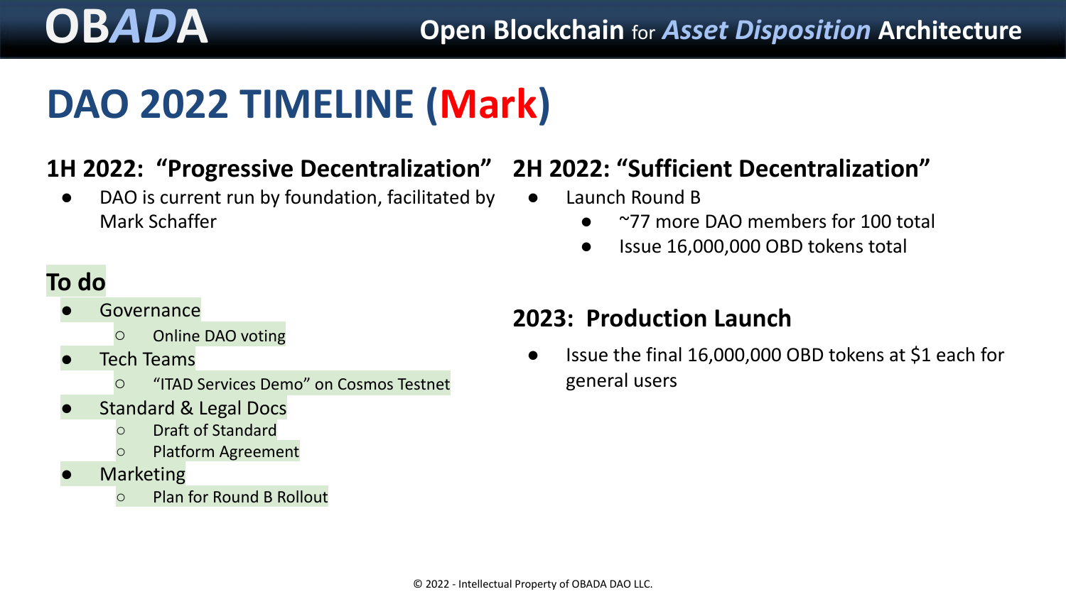# DAO 2022 TIMELINE (Mark)

## 1H 2022: "Progressive Decentralization"

- DAO is current run by foundation, facilitated by Mark Schaffer

### To do

- Governance
  - Online DAO voting
- Tech Teams
  - "ITAD Services Demo" on Cosmos Testnet
- Standard & Legal Docs
  - Draft of Standard
  - Platform Agreement
- Marketing
  - Plan for Round B Rollout

## 2H 2022: "Sufficient Decentralization"

- Launch Round B
  - ~77 more DAO members for 100 total
  - Issue 16,000,000 OBD tokens total

## 2023: Production Launch

- Issue the final 16,000,000 OBD tokens at $1 each for general users

© 2022 - Intellectual Property of OBADA DAO LLC.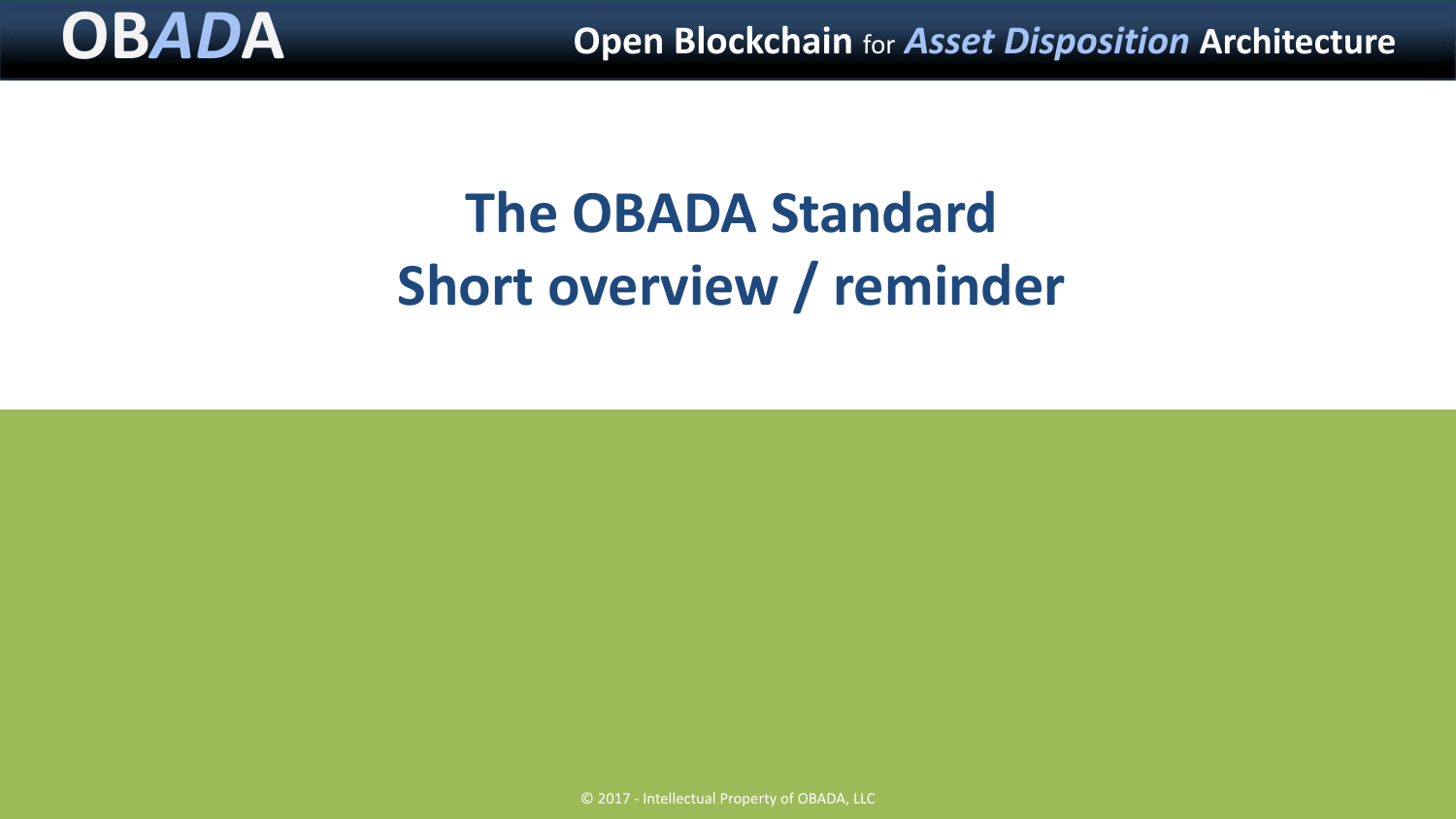# The OBADA Standard
## Short overview / reminder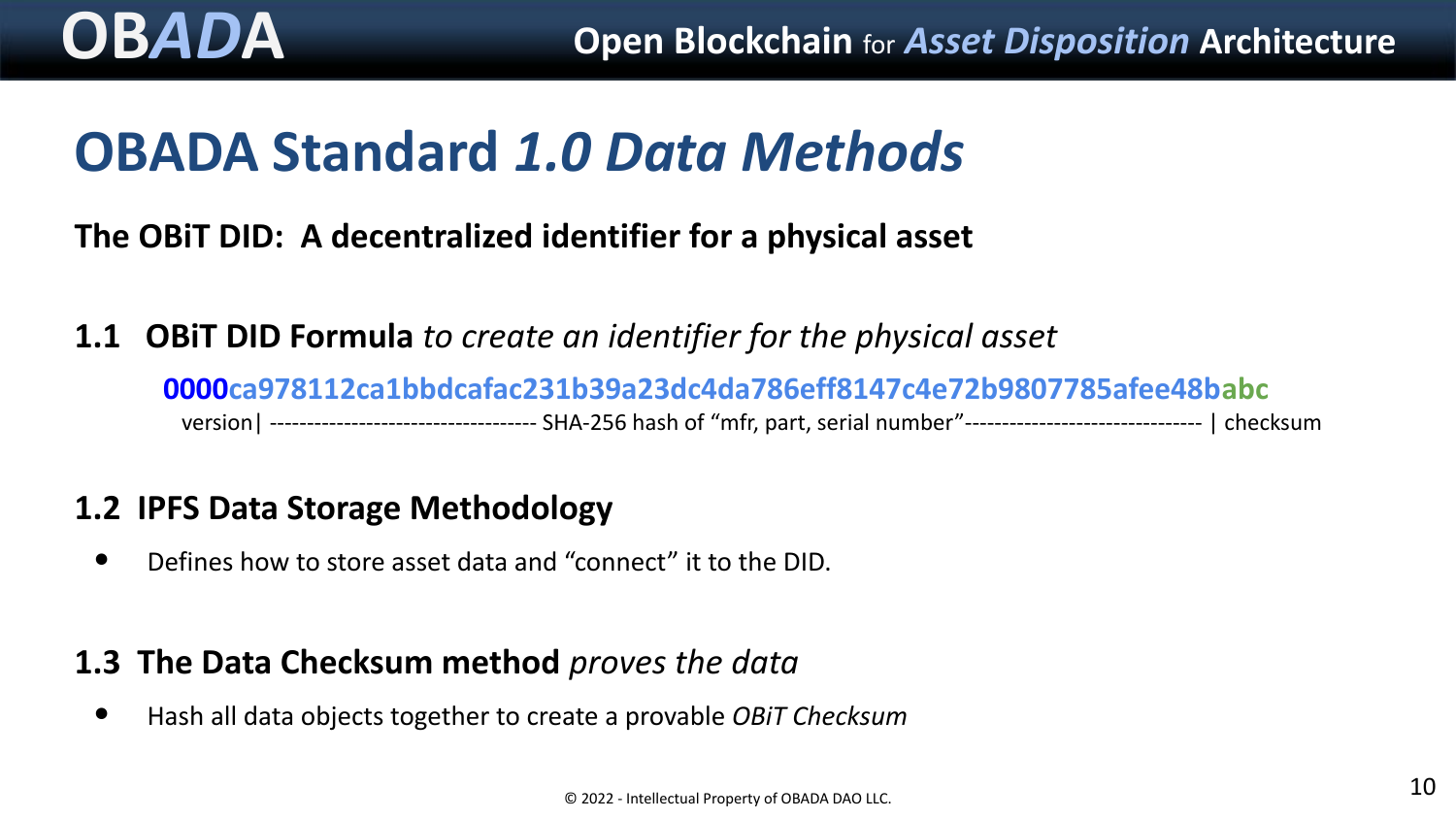# OBADA Standard *1.0 Data Methods*

**The OBiT DID: A decentralized identifier for a physical asset**

## 1.1 OBiT DID Formula *to create an identifier for the physical asset*

**0000ca978112ca1bbdcafac231b39a23dc4da786eff8147c4e72b9807785afee48babc**

version| ---------------------------------- SHA-256 hash of “mfr, part, serial number”------------------------------- | checksum

## 1.2 IPFS Data Storage Methodology

- Defines how to store asset data and “connect” it to the DID.

## 1.3 The Data Checksum method *proves the data*

- Hash all data objects together to create a provable *OBiT Checksum*

© 2022 - Intellectual Property of OBADA DAO LLC.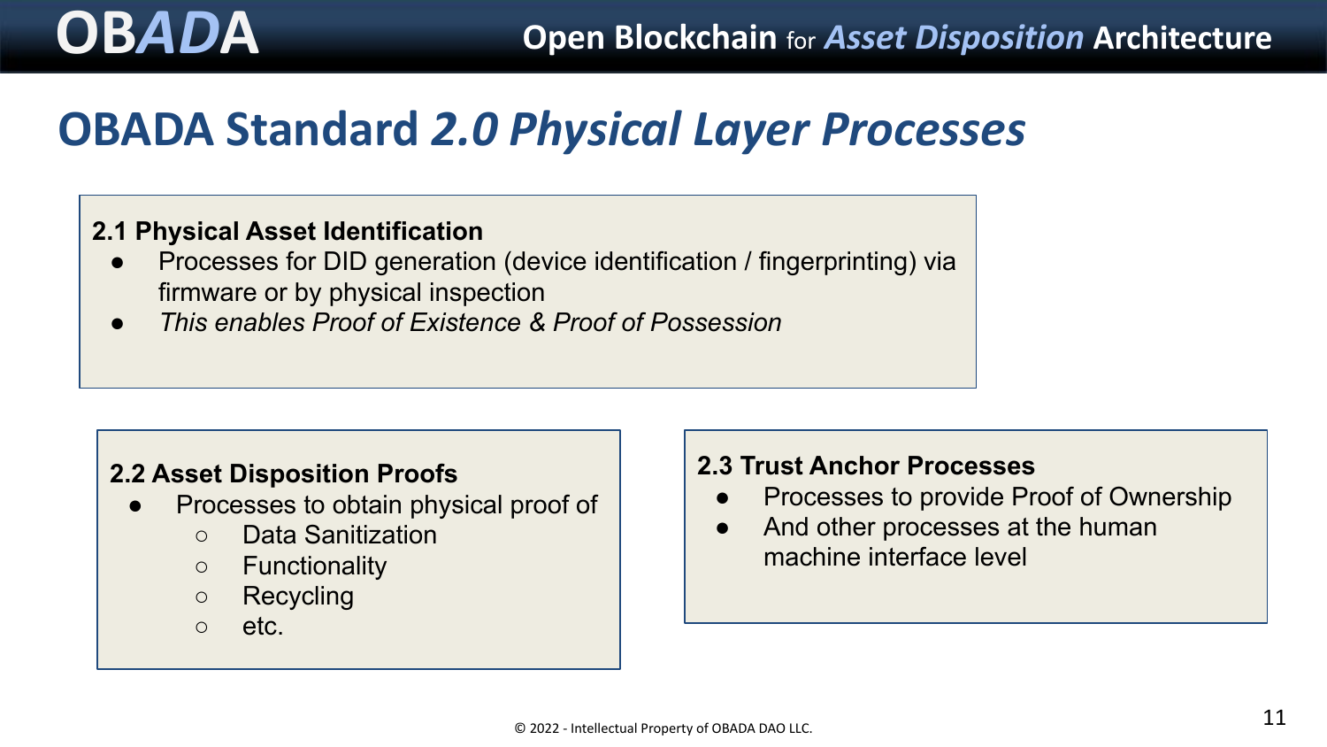# OBADA Standard *2.0 Physical Layer Processes*

### 2.1 Physical Asset Identification

- Processes for DID generation (device identification / fingerprinting) via firmware or by physical inspection
- *This enables Proof of Existence & Proof of Possession*

### 2.2 Asset Disposition Proofs

- Processes to obtain physical proof of
  - Data Sanitization
  - Functionality
  - Recycling
  - etc.

### 2.3 Trust Anchor Processes

- Processes to provide Proof of Ownership
- And other processes at the human machine interface level

© 2022 - Intellectual Property of OBADA DAO LLC.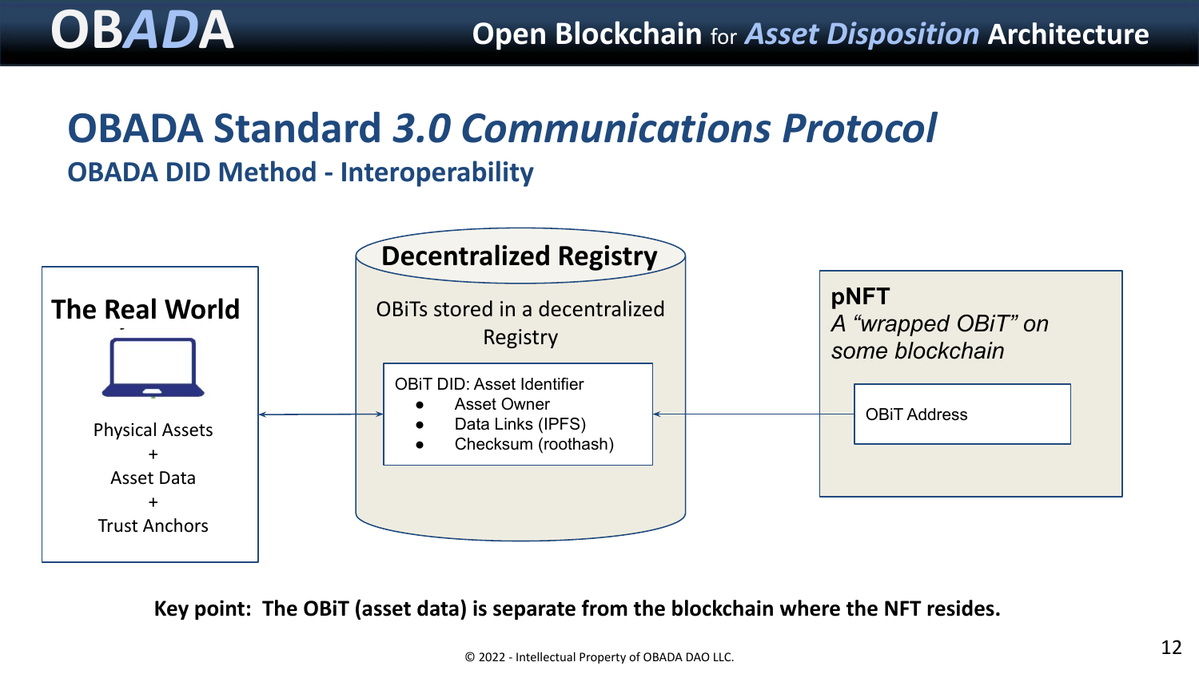# OBADA Standard *3.0 Communications Protocol*

## OBADA DID Method - Interoperability

**The Real World**

Physical Assets
+
Asset Data
+
Trust Anchors

**Decentralized Registry**

OBiTs stored in a decentralized Registry

OBiT DID: Asset Identifier

- Asset Owner
- Data Links (IPFS)
- Checksum (roothash)

**pNFT**

*A "wrapped OBiT" on some blockchain*

OBiT Address

**Key point: The OBiT (asset data) is separate from the blockchain where the NFT resides.**

© 2022 - Intellectual Property of OBADA DAO LLC.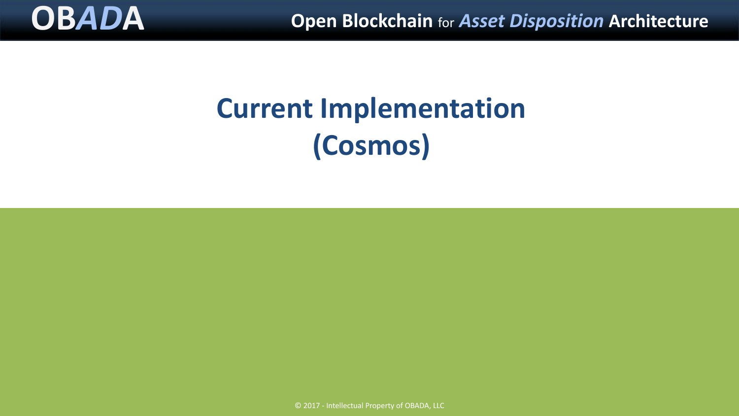# Current Implementation (Cosmos)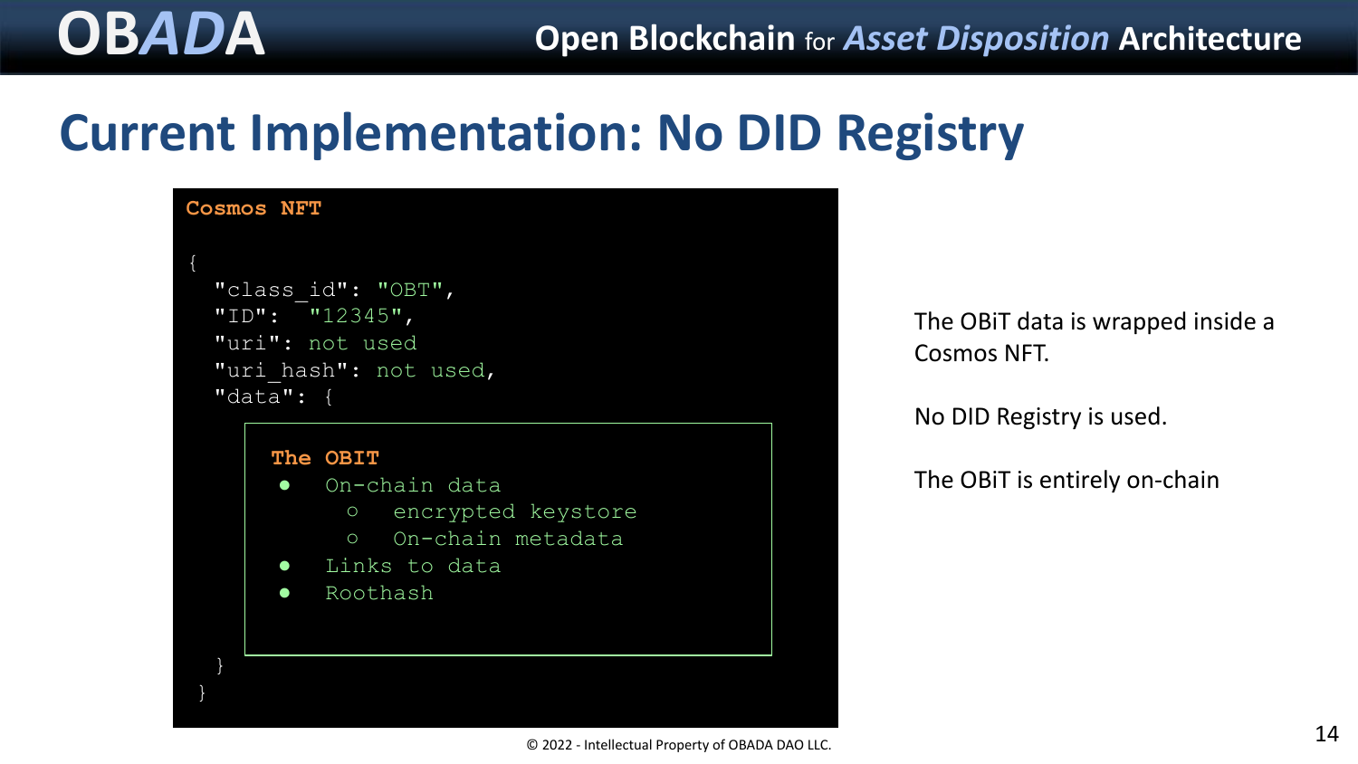# Current Implementation: No DID Registry

```
Cosmos NFT

{
  "class_id": "OBT",
  "ID":  "12345",
  "uri": not used
  "uri_hash": not used,
  "data": {

      The OBIT
      ●   On-chain data
            ○   encrypted keystore
            ○   On-chain metadata
      ●   Links to data
      ●   Roothash

  }
}
```

The OBiT data is wrapped inside a Cosmos NFT.

No DID Registry is used.

The OBiT is entirely on-chain

© 2022 - Intellectual Property of OBADA DAO LLC.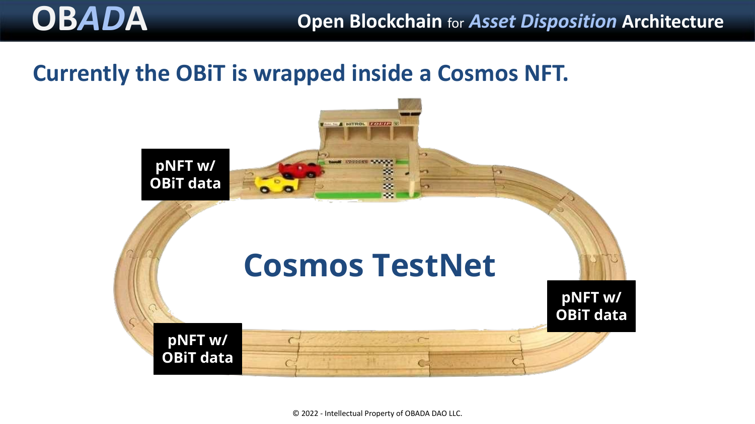## Currently the OBiT is wrapped inside a Cosmos NFT.

**pNFT w/ OBiT data**

# Cosmos TestNet

**pNFT w/ OBiT data**

**pNFT w/ OBiT data**

© 2022 - Intellectual Property of OBADA DAO LLC.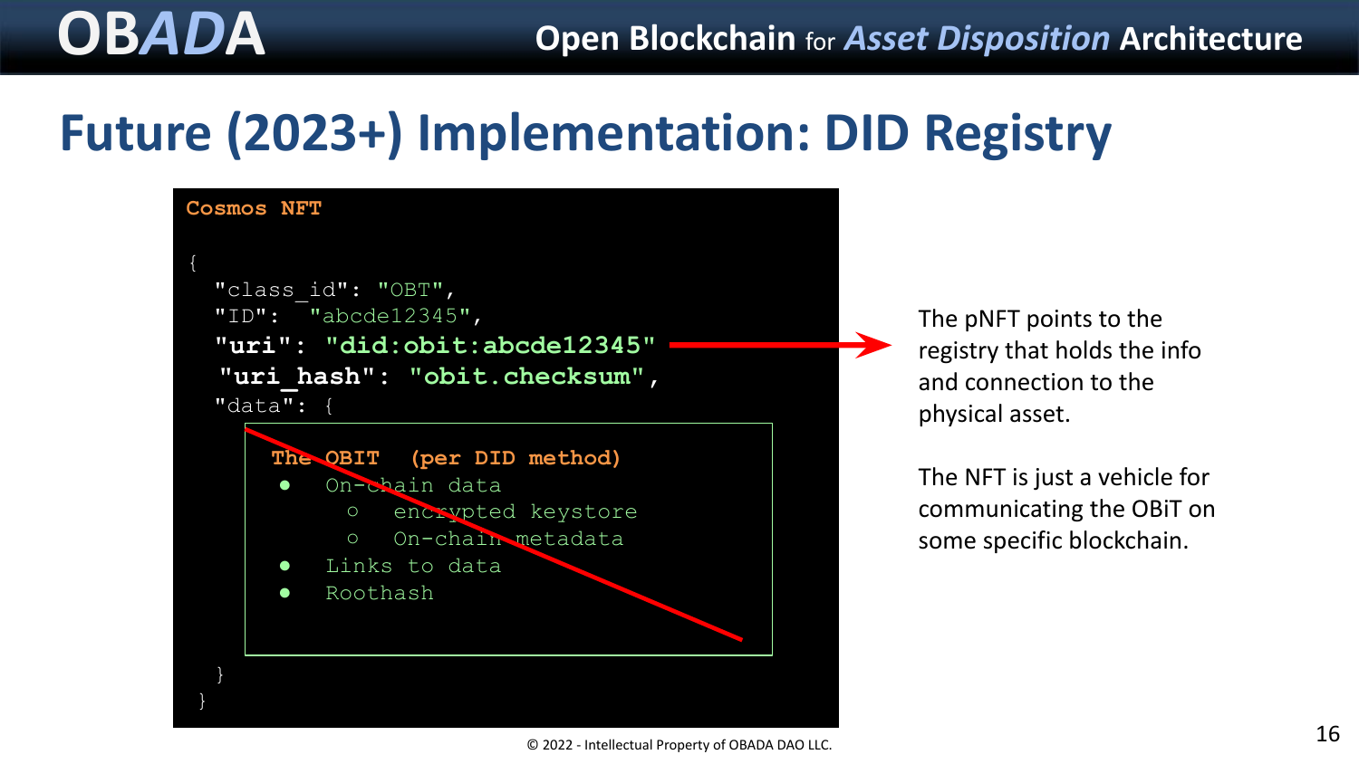# Future (2023+) Implementation: DID Registry

**Cosmos NFT**

```
{
  "class_id": "OBT",
  "ID":  "abcde12345",
  "uri": "did:obit:abcde12345"
  "uri_hash": "obit.checksum",
  "data": {
      The OBIT  (per DID method)
      ●   On-chain data
            ○   encrypted keystore
            ○   On-chain metadata
      ●   Links to data
      ●   Roothash
  }
}
```

The pNFT points to the registry that holds the info and connection to the physical asset.

The NFT is just a vehicle for communicating the OBiT on some specific blockchain.

© 2022 - Intellectual Property of OBADA DAO LLC.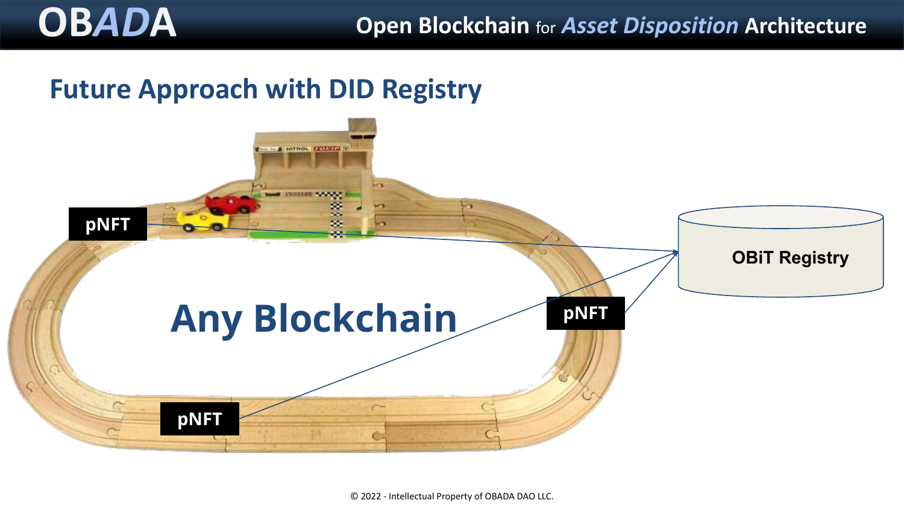## Future Approach with DID Registry

pNFT

Any Blockchain

pNFT

pNFT

OBiT Registry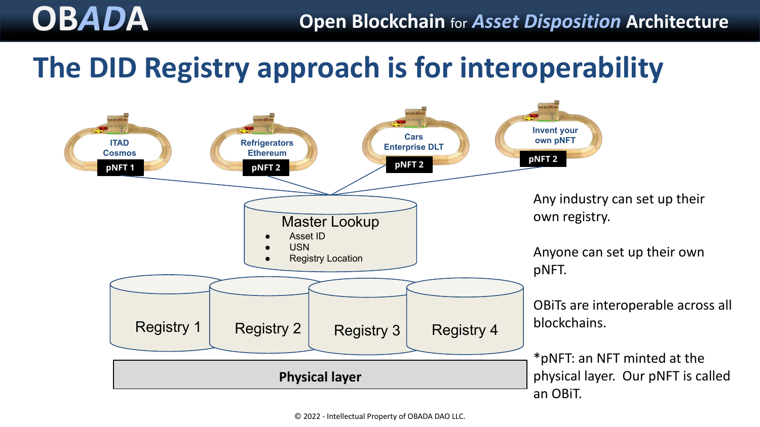# The DID Registry approach is for interoperability

ITAD Cosmos — pNFT 1

Refrigerators Ethereum — pNFT 2

Cars Enterprise DLT — pNFT 2

Invent your own pNFT — pNFT 2

Master Lookup
- Asset ID
- USN
- Registry Location

Registry 1

Registry 2

Registry 3

Registry 4

Physical layer

Any industry can set up their own registry.

Anyone can set up their own pNFT.

OBiTs are interoperable across all blockchains.

*pNFT: an NFT minted at the physical layer. Our pNFT is called an OBiT.

© 2022 - Intellectual Property of OBADA DAO LLC.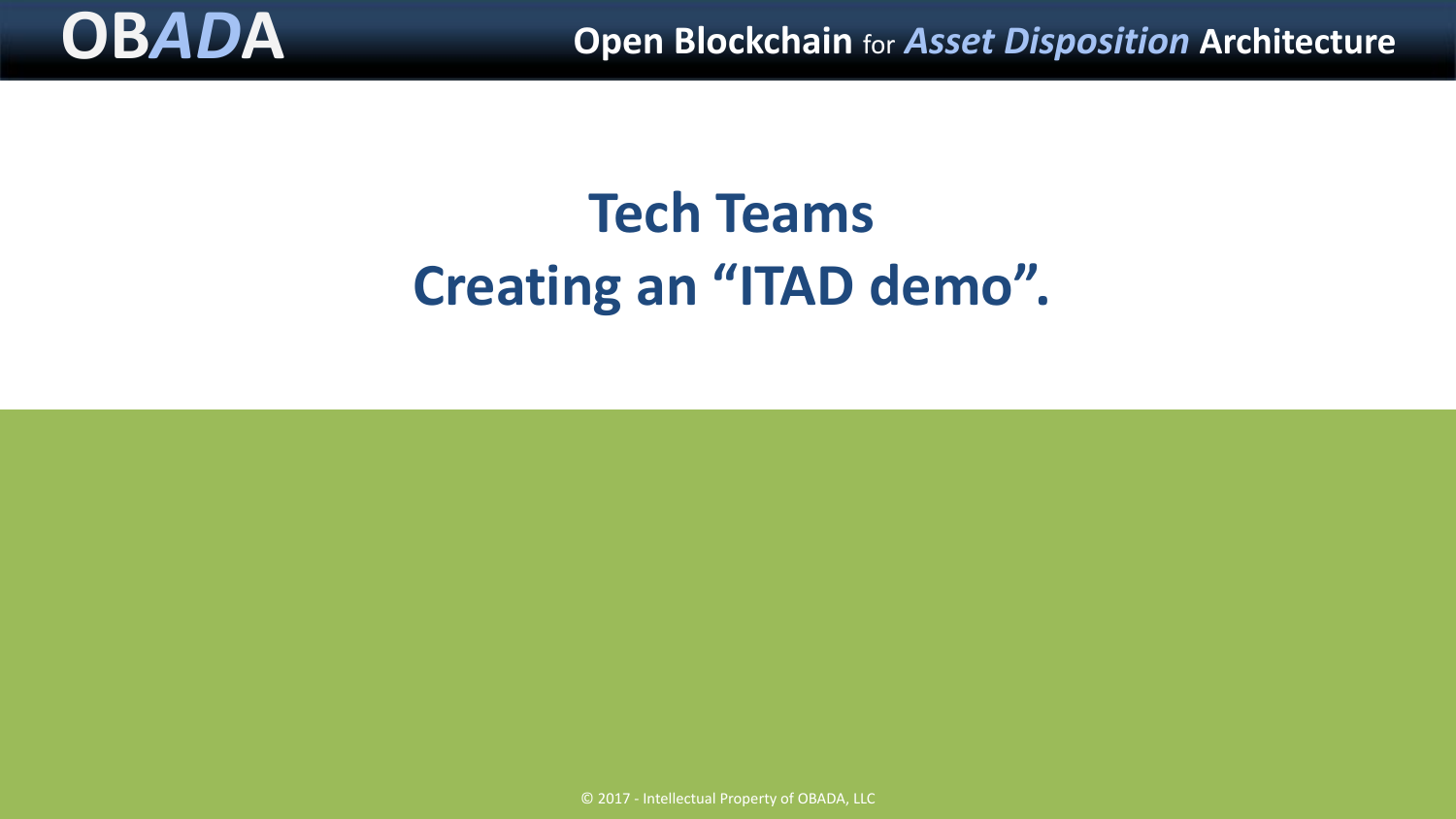# Tech Teams
# Creating an "ITAD demo".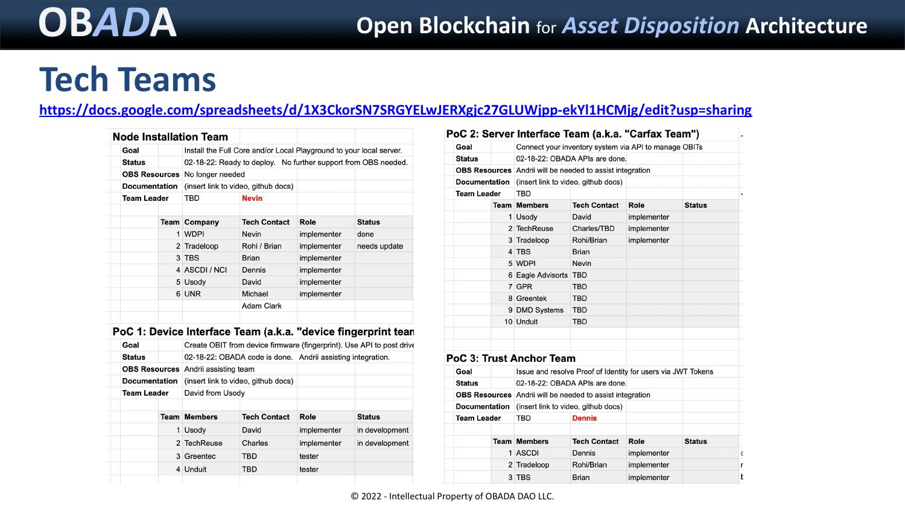# Tech Teams

https://docs.google.com/spreadsheets/d/1X3CkorSN7SRGYELwJERXgjc27GLUWjpp-ekYl1HCMjg/edit?usp=sharing

## Node Installation Team

| | |
|---|---|
| **Goal** | Install the Full Core and/or Local Playground to your local server. |
| **Status** | 02-18-22: Ready to deploy. No further support from OBS needed. |
| **OBS Resources** | No longer needed |
| **Documentation** | (insert link to video, github docs) |
| **Team Leader** | TBD — Nevin |

| Team | Company | Tech Contact | Role | Status |
|---|---|---|---|---|
| 1 | WDPI | Nevin | implementer | done |
| 2 | Tradeloop | Rohi / Brian | implementer | needs update |
| 3 | TBS | Brian | implementer | |
| 4 | ASCDI / NCI | Dennis | implementer | |
| 5 | Usody | David | implementer | |
| 6 | UNR | Michael | implementer | |
| | | Adam Clark | | |

## PoC 1: Device Interface Team (a.k.a. "device fingerprint tean

| | |
|---|---|
| **Goal** | Create OBIT from device firmware (fingerprint). Use API to post drive |
| **Status** | 02-18-22: OBADA code is done. Andrii assisting integration. |
| **OBS Resources** | Andrii assisting team |
| **Documentation** | (insert link to video, github docs) |
| **Team Leader** | David from Usody |

| Team | Members | Tech Contact | Role | Status |
|---|---|---|---|---|
| 1 | Usody | David | implementer | in development |
| 2 | TechReuse | Charles | implementer | in development |
| 3 | Greentec | TBD | tester | |
| 4 | Unduit | TBD | tester | |

## PoC 2: Server Interface Team (a.k.a. "Carfax Team")

| | |
|---|---|
| **Goal** | Connect your inventory system via API to manage OBITs |
| **Status** | 02-18-22: OBADA APIs are done. |
| **OBS Resources** | Andrii will be needed to assist integration |
| **Documentation** | (insert link to video, github docs) |
| **Team Leader** | TBD |

| Team | Members | Tech Contact | Role | Status |
|---|---|---|---|---|
| 1 | Usody | David | implementer | |
| 2 | TechReuse | Charles/TBD | implementer | |
| 3 | Tradeloop | Rohi/Brian | implementer | |
| 4 | TBS | Brian | | |
| 5 | WDPI | Nevin | | |
| 6 | Eagle Advisors | TBD | | |
| 7 | GPR | TBD | | |
| 8 | Greentek | TBD | | |
| 9 | DMD Systems | TBD | | |
| 10 | Unduit | TBD | | |

## PoC 3: Trust Anchor Team

| | |
|---|---|
| **Goal** | Issue and resolve Proof of Identity for users via JWT Tokens |
| **Status** | 02-18-22: OBADA APIs are done. |
| **OBS Resources** | Andrii will be needed to assist integration |
| **Documentation** | (insert link to video, github docs) |
| **Team Leader** | TBD — Dennis |

| Team | Members | Tech Contact | Role | Status |
|---|---|---|---|---|
| 1 | ASCDI | Dennis | implementer | |
| 2 | Tradeloop | Rohi/Brian | implementer | |
| 3 | TBS | Brian | implementer | |

© 2022 - Intellectual Property of OBADA DAO LLC.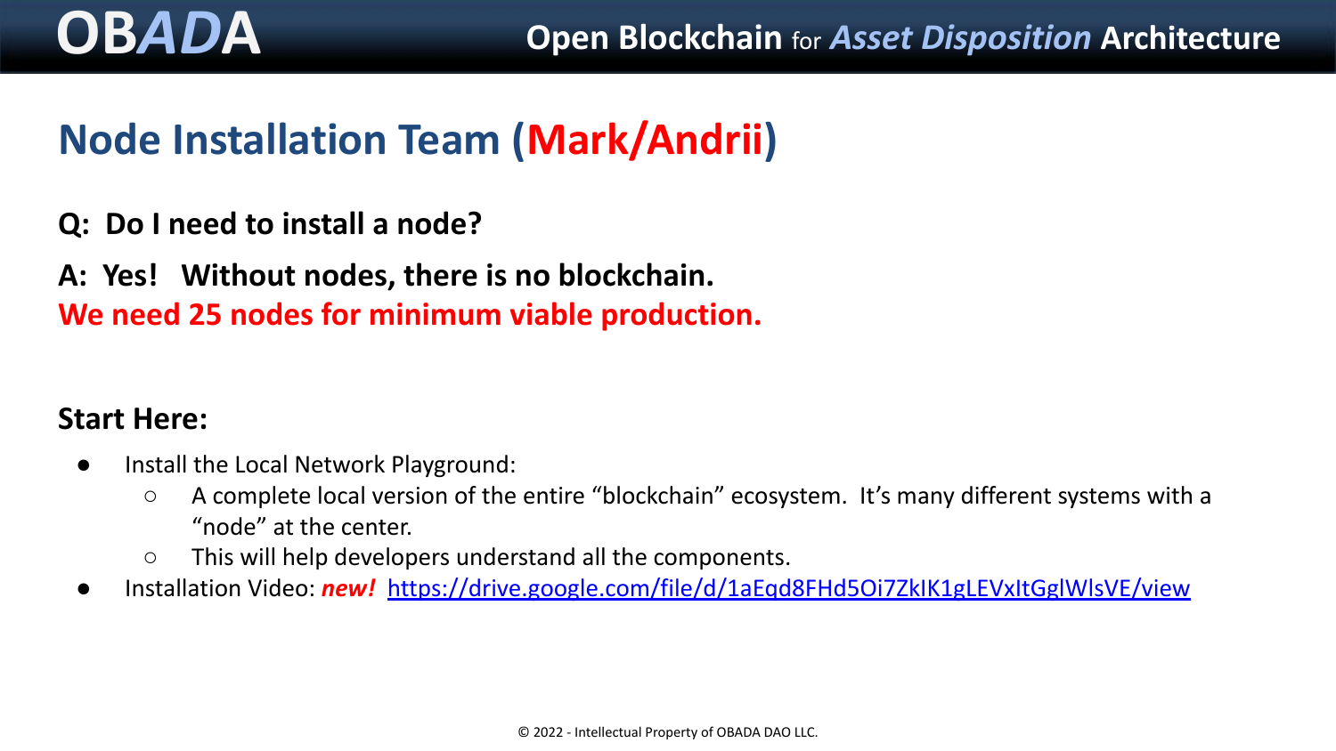# Node Installation Team (Mark/Andrii)

**Q: Do I need to install a node?**

**A: Yes! Without nodes, there is no blockchain.**
**We need 25 nodes for minimum viable production.**

**Start Here:**

- Install the Local Network Playground:
  - A complete local version of the entire “blockchain” ecosystem. It’s many different systems with a “node” at the center.
  - This will help developers understand all the components.
- Installation Video: ***new!*** https://drive.google.com/file/d/1aEqd8FHd5Oi7ZkIK1gLEVxItGglWlsVE/view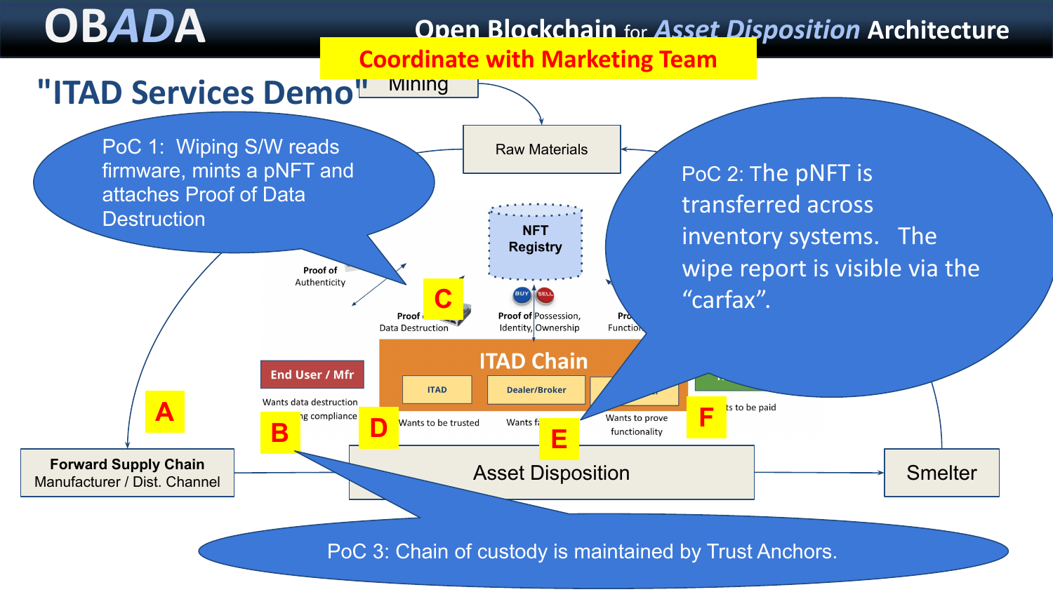# OBADA

## Open Blockchain for *Asset Disposition* Architecture

**Coordinate with Marketing Team**

## "ITAD Services Demo"

PoC 1: Wiping S/W reads firmware, mints a pNFT and attaches Proof of Data Destruction

PoC 2: The pNFT is transferred across inventory systems. The wipe report is visible via the "carfax".

PoC 3: Chain of custody is maintained by Trust Anchors.

Mining

Raw Materials

NFT Registry

Proof of Authenticity

Proof of Data Destruction

Proof of Possession, Identity, Ownership

Proof of Functionality

ITAD Chain

ITAD

Dealer/Broker

End User / Mfr

Wants data destruction

...ng compliance

Wants to be trusted

Wants f...

Wants to prove functionality

...ts to be paid

A

B

C

D

E

F

Forward Supply Chain
Manufacturer / Dist. Channel

Asset Disposition

Smelter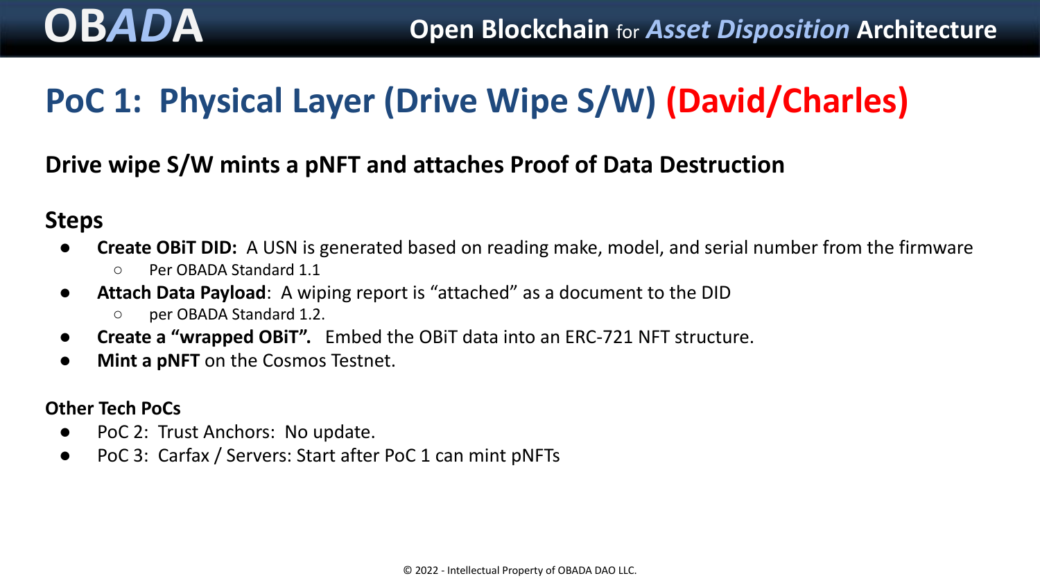# PoC 1: Physical Layer (Drive Wipe S/W) (David/Charles)

## Drive wipe S/W mints a pNFT and attaches Proof of Data Destruction

### Steps

- **Create OBiT DID:** A USN is generated based on reading make, model, and serial number from the firmware
  - Per OBADA Standard 1.1
- **Attach Data Payload**: A wiping report is “attached” as a document to the DID
  - per OBADA Standard 1.2.
- **Create a “wrapped OBiT”.** Embed the OBiT data into an ERC-721 NFT structure.
- **Mint a pNFT** on the Cosmos Testnet.

#### Other Tech PoCs

- PoC 2: Trust Anchors: No update.
- PoC 3: Carfax / Servers: Start after PoC 1 can mint pNFTs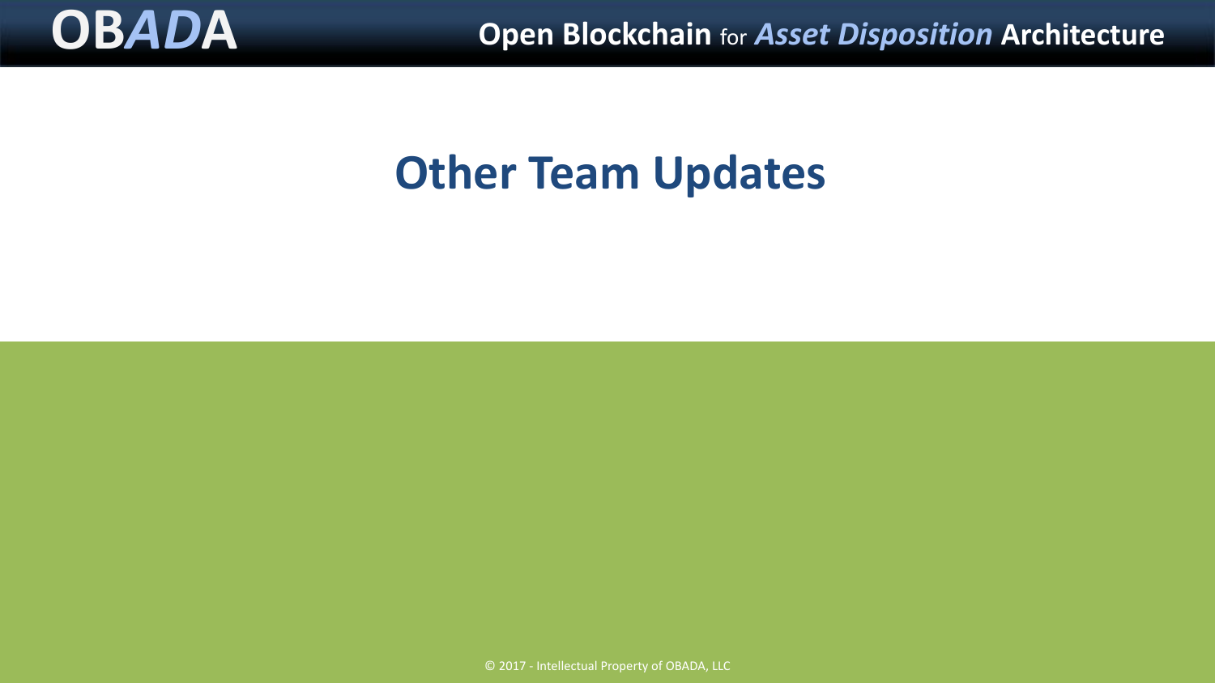# Other Team Updates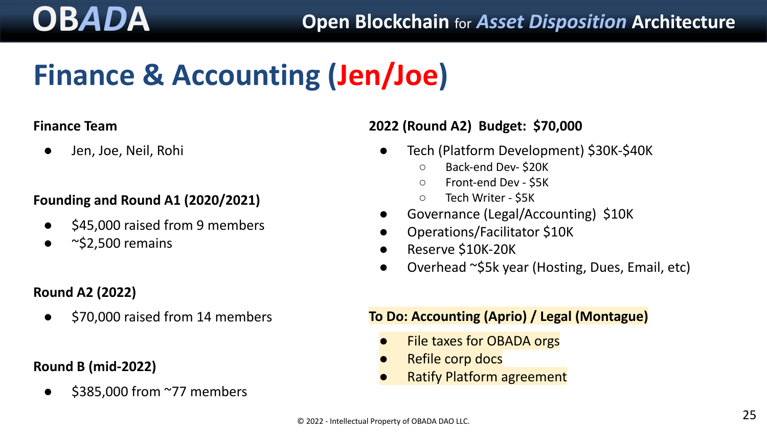# Finance & Accounting (Jen/Joe)

### Finance Team

- Jen, Joe, Neil, Rohi

### Founding and Round A1 (2020/2021)

- $45,000 raised from 9 members
- ~$2,500 remains

### Round A2 (2022)

- $70,000 raised from 14 members

### Round B (mid-2022)

- $385,000 from ~77 members

### 2022 (Round A2) Budget: $70,000

- Tech (Platform Development) $30K-$40K
  - Back-end Dev- $20K
  - Front-end Dev - $5K
  - Tech Writer - $5K
- Governance (Legal/Accounting) $10K
- Operations/Facilitator $10K
- Reserve $10K-20K
- Overhead ~$5k year (Hosting, Dues, Email, etc)

### To Do: Accounting (Aprio) / Legal (Montague)

- File taxes for OBADA orgs
- Refile corp docs
- Ratify Platform agreement

© 2022 - Intellectual Property of OBADA DAO LLC.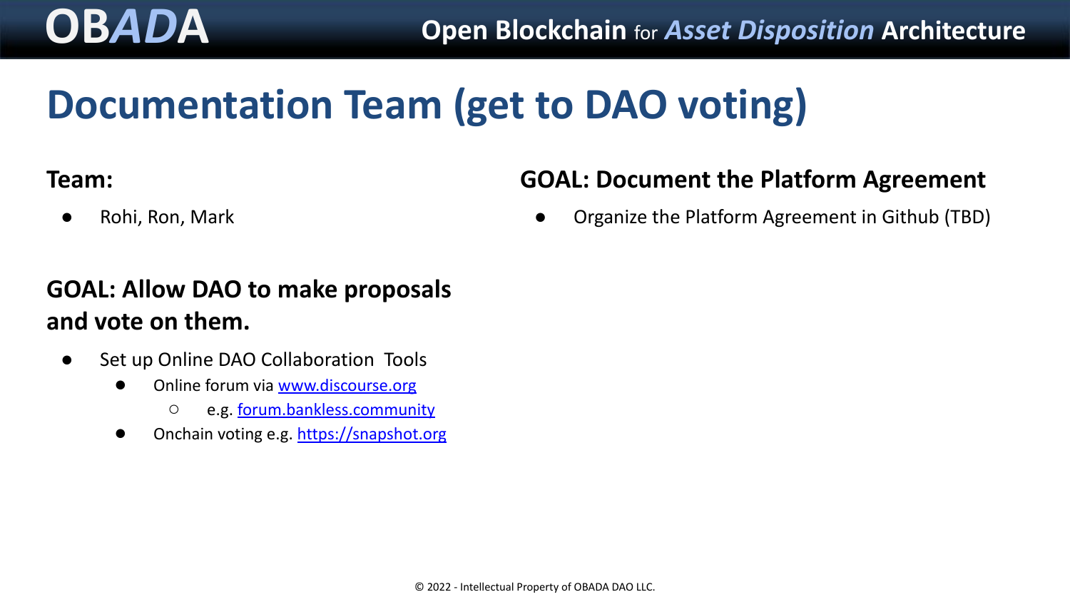# Documentation Team (get to DAO voting)

**Team:**

- Rohi, Ron, Mark

**GOAL: Allow DAO to make proposals and vote on them.**

- Set up Online DAO Collaboration Tools
  - Online forum via [www.discourse.org](www.discourse.org)
    - e.g. [forum.bankless.community](forum.bankless.community)
  - Onchain voting e.g. [https://snapshot.org](https://snapshot.org)

**GOAL: Document the Platform Agreement**

- Organize the Platform Agreement in Github (TBD)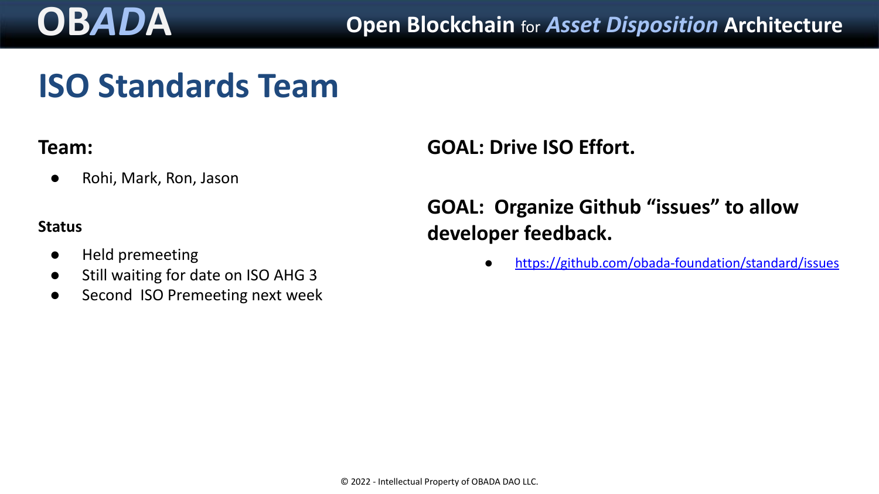# ISO Standards Team

**Team:**

- Rohi, Mark, Ron, Jason

**Status**

- Held premeeting
- Still waiting for date on ISO AHG 3
- Second ISO Premeeting next week

**GOAL: Drive ISO Effort.**

**GOAL: Organize Github "issues" to allow developer feedback.**

- https://github.com/obada-foundation/standard/issues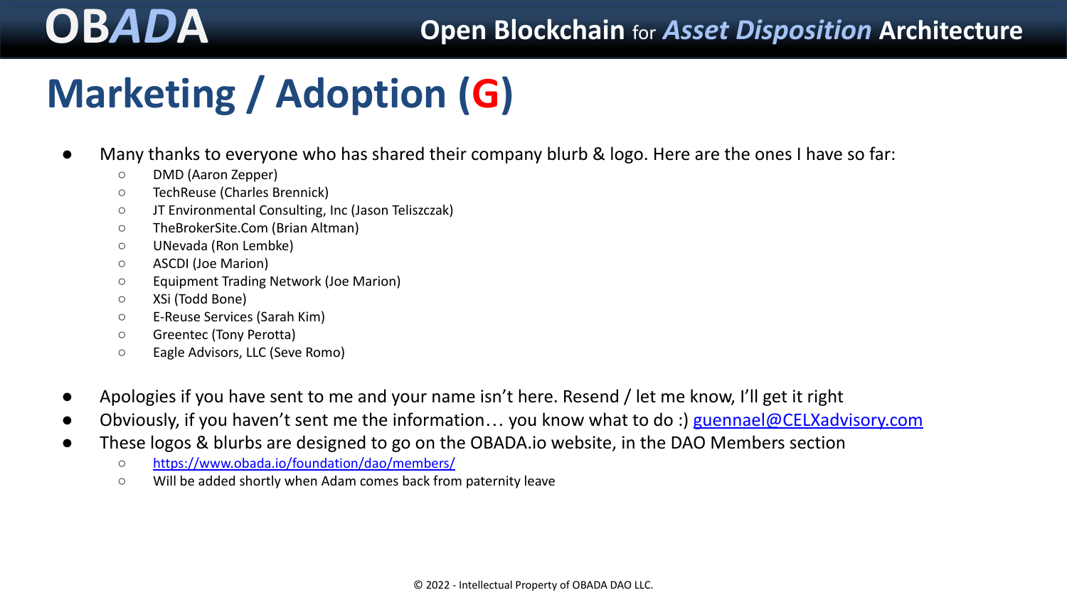# Marketing / Adoption (G)

- Many thanks to everyone who has shared their company blurb & logo. Here are the ones I have so far:
  - DMD (Aaron Zepper)
  - TechReuse (Charles Brennick)
  - JT Environmental Consulting, Inc (Jason Teliszczak)
  - TheBrokerSite.Com (Brian Altman)
  - UNevada (Ron Lembke)
  - ASCDI (Joe Marion)
  - Equipment Trading Network (Joe Marion)
  - XSi (Todd Bone)
  - E-Reuse Services (Sarah Kim)
  - Greentec (Tony Perotta)
  - Eagle Advisors, LLC (Seve Romo)

- Apologies if you have sent to me and your name isn't here. Resend / let me know, I'll get it right
- Obviously, if you haven't sent me the information… you know what to do :) guennael@CELXadvisory.com
- These logos & blurbs are designed to go on the OBADA.io website, in the DAO Members section
  - https://www.obada.io/foundation/dao/members/
  - Will be added shortly when Adam comes back from paternity leave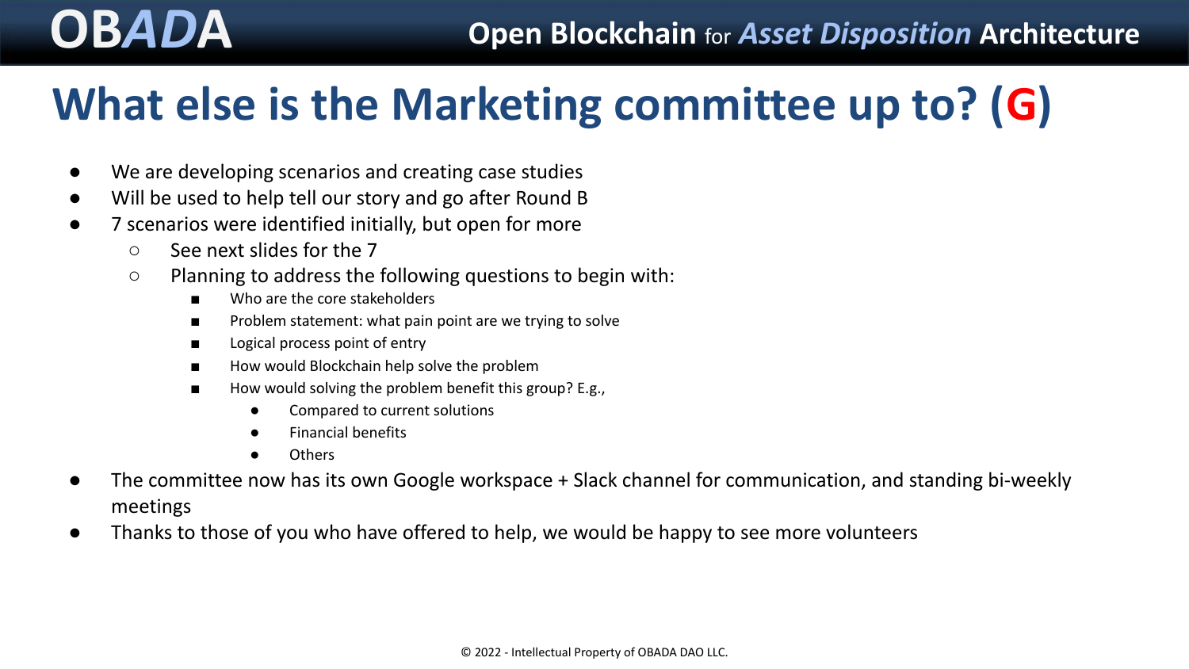# What else is the Marketing committee up to? (G)

- We are developing scenarios and creating case studies
- Will be used to help tell our story and go after Round B
- 7 scenarios were identified initially, but open for more
  - See next slides for the 7
  - Planning to address the following questions to begin with:
    - Who are the core stakeholders
    - Problem statement: what pain point are we trying to solve
    - Logical process point of entry
    - How would Blockchain help solve the problem
    - How would solving the problem benefit this group? E.g.,
      - Compared to current solutions
      - Financial benefits
      - Others
- The committee now has its own Google workspace + Slack channel for communication, and standing bi-weekly meetings
- Thanks to those of you who have offered to help, we would be happy to see more volunteers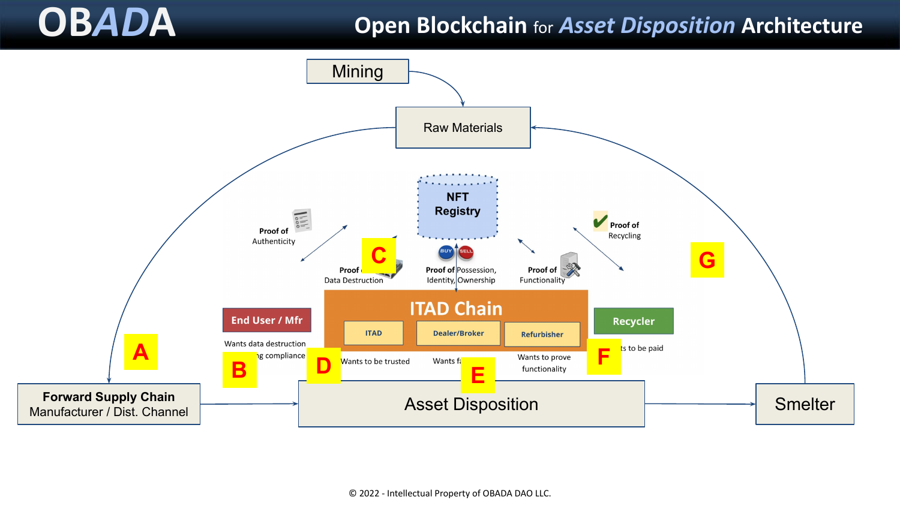# OBADA

## Open Blockchain for *Asset Disposition* Architecture

Mining

Raw Materials

NFT Registry

Proof of Authenticity

Proof of Data Destruction

Proof of Possession, Identity, Ownership

Proof of Functionality

Proof of Recycling

ITAD Chain

ITAD

Dealer/Broker

Refurbisher

End User / Mfr

Recycler

Wants data destruction

...ng compliance

Wants to be trusted

Wants f...

Wants to prove functionality

...ts to be paid

A

B

C

D

E

F

G

Forward Supply Chain
Manufacturer / Dist. Channel

Asset Disposition

Smelter

© 2022 - Intellectual Property of OBADA DAO LLC.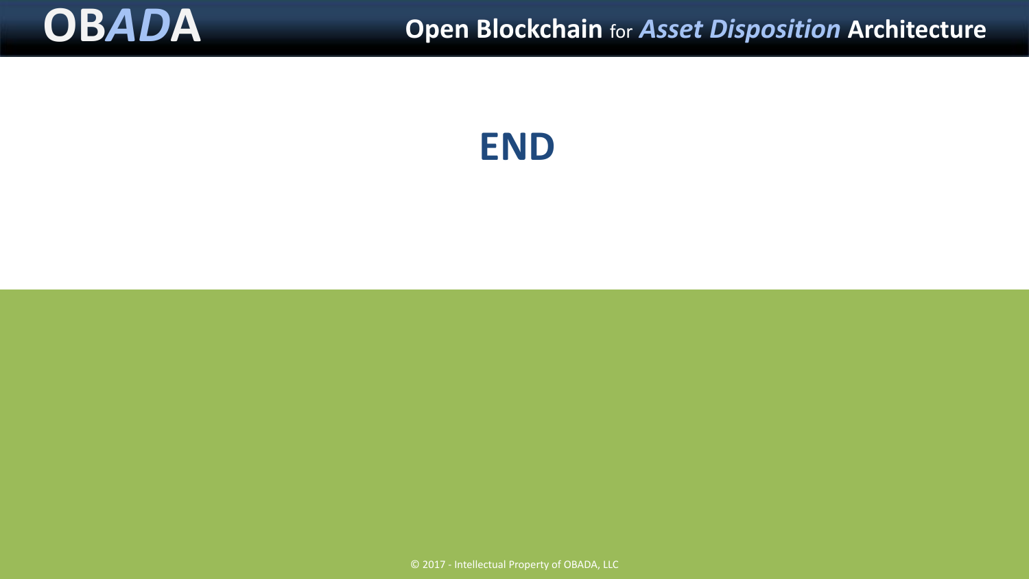# END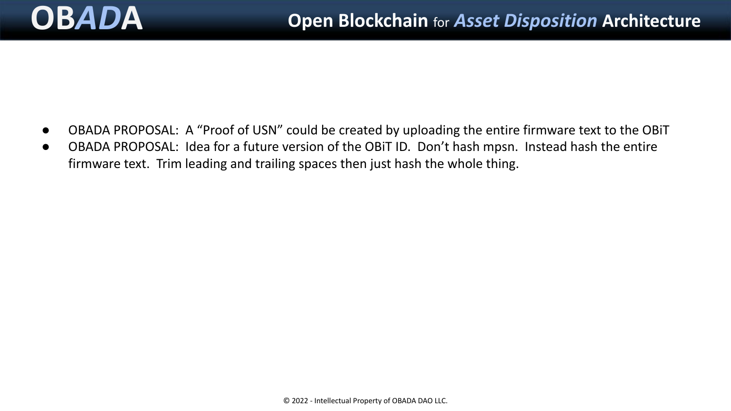- OBADA PROPOSAL: A “Proof of USN” could be created by uploading the entire firmware text to the OBiT
- OBADA PROPOSAL: Idea for a future version of the OBiT ID. Don’t hash mpsn. Instead hash the entire firmware text. Trim leading and trailing spaces then just hash the whole thing.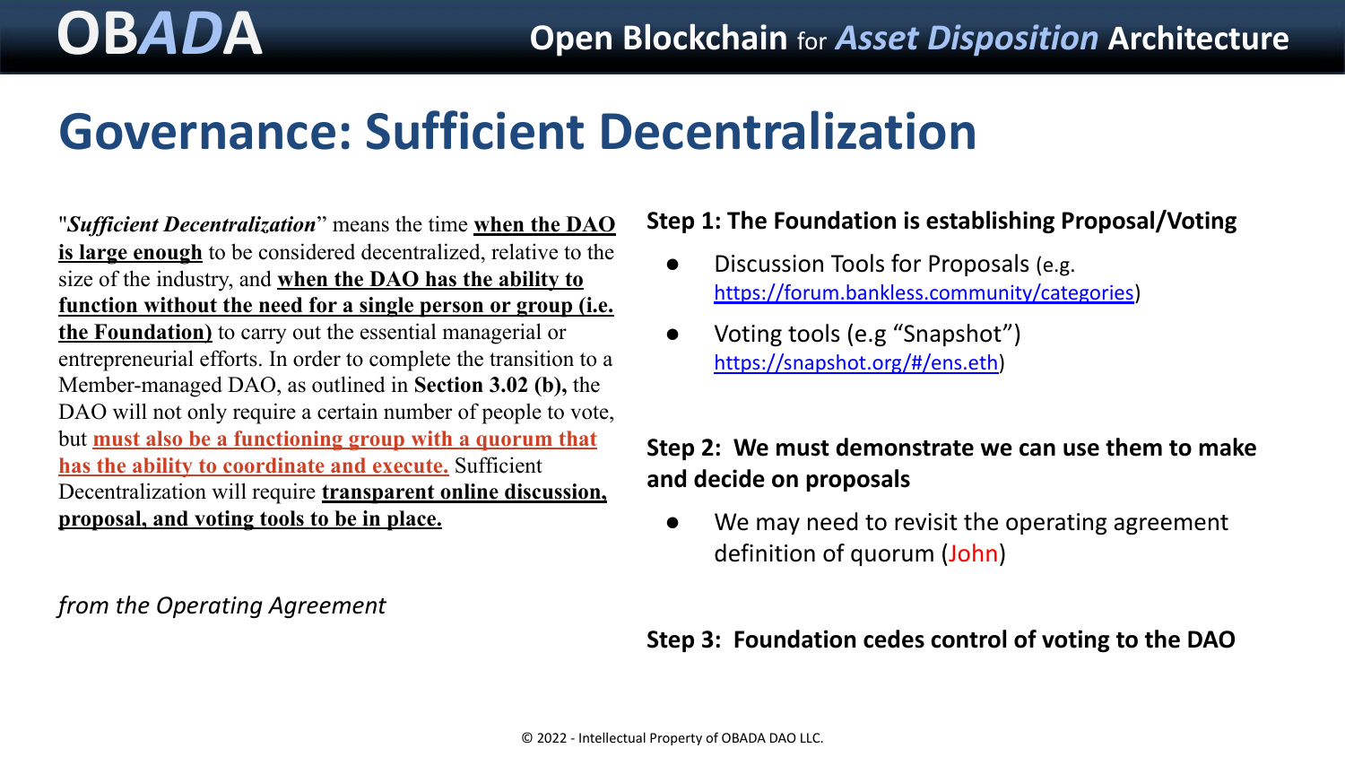# Governance: Sufficient Decentralization

"***Sufficient Decentralization***" means the time **when the DAO is large enough** to be considered decentralized, relative to the size of the industry, and **when the DAO has the ability to function without the need for a single person or group (i.e. the Foundation)** to carry out the essential managerial or entrepreneurial efforts. In order to complete the transition to a Member-managed DAO, as outlined in **Section 3.02 (b),** the DAO will not only require a certain number of people to vote, but **must also be a functioning group with a quorum that has the ability to coordinate and execute.** Sufficient Decentralization will require **transparent online discussion, proposal, and voting tools to be in place.**

*from the Operating Agreement*

**Step 1: The Foundation is establishing Proposal/Voting**

- Discussion Tools for Proposals (e.g. https://forum.bankless.community/categories)
- Voting tools (e.g "Snapshot") https://snapshot.org/#/ens.eth)

**Step 2: We must demonstrate we can use them to make and decide on proposals**

- We may need to revisit the operating agreement definition of quorum (John)

**Step 3: Foundation cedes control of voting to the DAO**

© 2022 - Intellectual Property of OBADA DAO LLC.